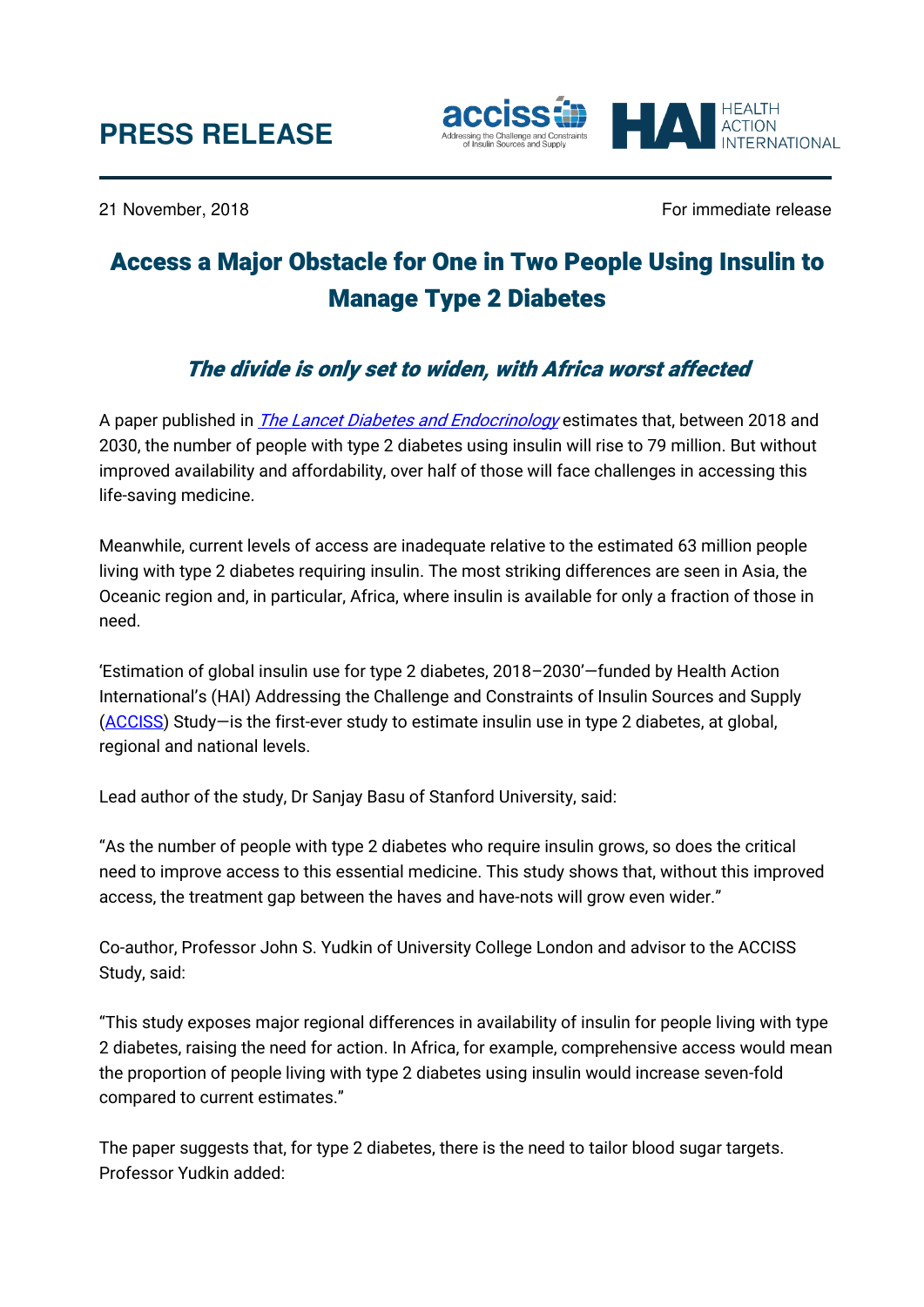# PRESS RELEASE

21 November, 2018 For immediate release

## Access a Major Obstacle for One in Two People Using Insulin to Manage Type 2 Diabetes

### *The divide is only set to widen, with Africa worst affected*

A paper published in *The Lancet Diabetes and Endocrinology* estimates that, between 2018 and 2030, the number of people with type 2 diabetes using insulin will rise to 79 million. But without improved availability and affordability, over half of those will face challenges in accessing this life-saving medicine.

Meanwhile, current levels of access are inadequate relative to the estimated 63 million people living with type 2 diabetes requiring insulin. The most striking differences are seen in Asia, the Oceanic region and, in particular, Africa, where insulin is available for only a fraction of those in need.

'Estimation of global insulin use for type 2 diabetes, 2018–2030'—funded by Health Action International's (HAI) Addressing the Challenge and Constraints of Insulin Sources and Supply (ACCISS) Study—is the first-ever study to estimate insulin use in type 2 diabetes, at global, regional and national levels.

Lead author of the study, Dr Sanjay Basu of Stanford University, said:

"As the number of people with type 2 diabetes who require insulin grows, so does the critical need to improve access to this essential medicine. This study shows that, without this improved access, the treatment gap between the haves and have-nots will grow even wider."

Co-author, Professor John S. Yudkin of University College London and advisor to the ACCISS Study, said:

"This study exposes major regional differences in availability of insulin for people living with type 2 diabetes, raising the need for action. In Africa, for example, comprehensive access would mean the proportion of people living with type 2 diabetes using insulin would increase seven-fold compared to current estimates."

The paper suggests that, for type 2 diabetes, there is the need to tailor blood sugar targets. Professor Yudkin added: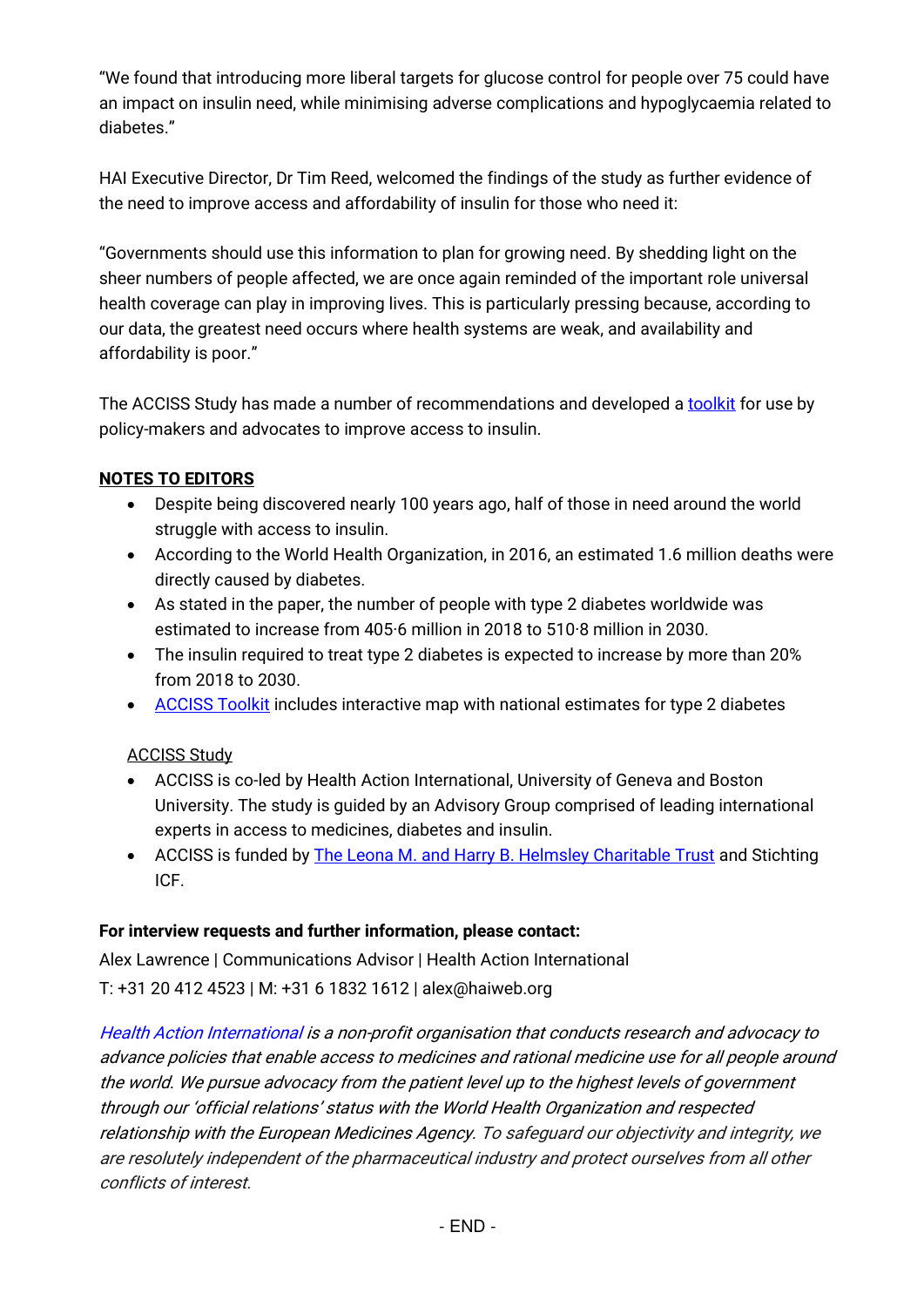"We found that introducing more liberal targets for glucose control for people over 75 could have an impact on insulin need, while minimising adverse complications and hypoglycaemia related to diabetes."

HAI Executive Director, Dr Tim Reed, welcomed the findings of the study as further evidence of the need to improve access and affordability of insulin for those who need it:

"Governments should use this information to plan for growing need. By shedding light on the sheer numbers of people affected, we are once again reminded of the important role universal health coverage can play in improving lives. This is particularly pressing because, according to our data, the greatest need occurs where health systems are weak, and availability and affordability is poor."

The ACCISS Study has made a number of recommendations and developed a toolkit for use by policy-makers and advocates to improve access to insulin.

**NOTES TO EDITORS**

- Despite being discovered nearly 100 years ago, half of those in need around the world struggle with access to insulin.
- According to the World Health Organization, in 2016, an estimated 1.6 million deaths were directly caused by diabetes.
- As stated in the paper, the number of people with type 2 diabetes worldwide was estimated to increase from 405·6 million in 2018 to 510·8 million in 2030.
- The insulin required to treat type 2 diabetes is expected to increase by more than 20% from 2018 to 2030.
- ACCISS Toolkit includes interactive map with national estimates for type 2 diabetes

ACCISS Study

- ACCISS is co-led by Health Action International, University of Geneva and Boston University. The study is guided by an Advisory Group comprised of leading international experts in access to medicines, diabetes and insulin.
- ACCISS is funded by The Leona M. and Harry B. Helmsley Charitable Trust and Stichting ICF.

**For interview requests and further information, please contact:**

Alex Lawrence | Communications Advisor | Health Action International

T: +31 20 412 4523 | M: +31 6 1832 1612 | alex@haiweb.org

*Health Action International is a non-profit organisation that conducts research and advocacy to advance policies that enable access to medicines and rational medicine use for all people around the world. We pursue advocacy from the patient level up to the highest levels of government through our 'official relations' status with the World Health Organization and respected relationship with the European Medicines Agency. To safeguard our objectivity and integrity, we are resolutely independent of the pharmaceutical industry and protect ourselves from all other conflicts of interest.*

- END -